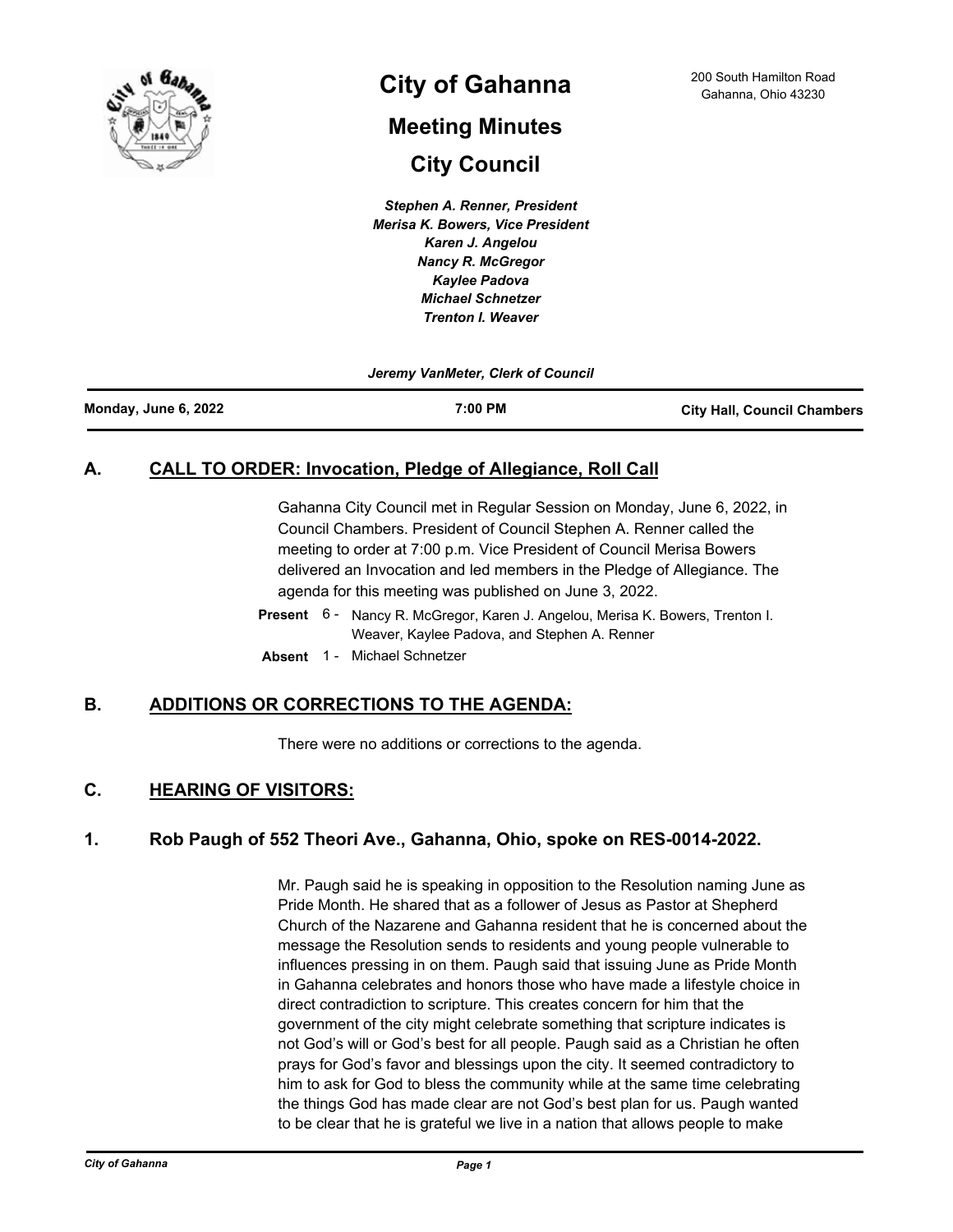# City of Gahanna

## Meeting Minutes

## City Council

200 South Hamilton Road
Gahanna, Ohio 43230

*Stephen A. Renner, President*
*Merisa K. Bowers, Vice President*
*Karen J. Angelou*
*Nancy R. McGregor*
*Kaylee Padova*
*Michael Schnetzer*
*Trenton I. Weaver*

*Jeremy VanMeter, Clerk of Council*

| **Monday, June 6, 2022** | **7:00 PM** | **City Hall, Council Chambers** |
|---|---|---|

## A. CALL TO ORDER: Invocation, Pledge of Allegiance, Roll Call

Gahanna City Council met in Regular Session on Monday, June 6, 2022, in Council Chambers. President of Council Stephen A. Renner called the meeting to order at 7:00 p.m. Vice President of Council Merisa Bowers delivered an Invocation and led members in the Pledge of Allegiance. The agenda for this meeting was published on June 3, 2022.

**Present** 6 - Nancy R. McGregor, Karen J. Angelou, Merisa K. Bowers, Trenton I. Weaver, Kaylee Padova, and Stephen A. Renner

**Absent** 1 - Michael Schnetzer

## B. ADDITIONS OR CORRECTIONS TO THE AGENDA:

There were no additions or corrections to the agenda.

## C. HEARING OF VISITORS:

### 1. Rob Paugh of 552 Theori Ave., Gahanna, Ohio, spoke on RES-0014-2022.

Mr. Paugh said he is speaking in opposition to the Resolution naming June as Pride Month. He shared that as a follower of Jesus as Pastor at Shepherd Church of the Nazarene and Gahanna resident that he is concerned about the message the Resolution sends to residents and young people vulnerable to influences pressing in on them. Paugh said that issuing June as Pride Month in Gahanna celebrates and honors those who have made a lifestyle choice in direct contradiction to scripture. This creates concern for him that the government of the city might celebrate something that scripture indicates is not God's will or God's best for all people. Paugh said as a Christian he often prays for God's favor and blessings upon the city. It seemed contradictory to him to ask for God to bless the community while at the same time celebrating the things God has made clear are not God's best plan for us. Paugh wanted to be clear that he is grateful we live in a nation that allows people to make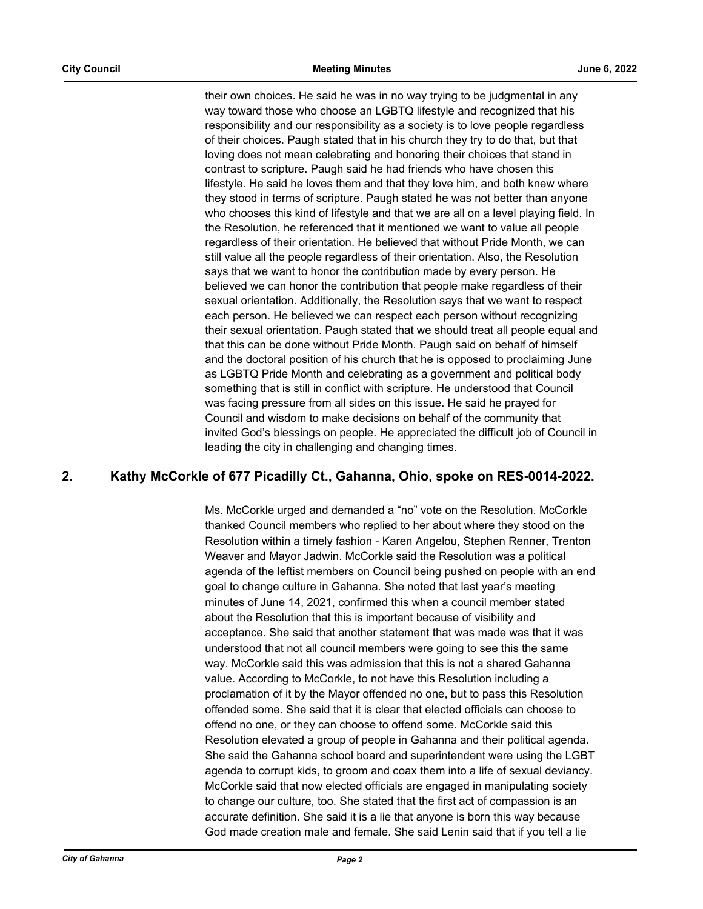their own choices. He said he was in no way trying to be judgmental in any way toward those who choose an LGBTQ lifestyle and recognized that his responsibility and our responsibility as a society is to love people regardless of their choices. Paugh stated that in his church they try to do that, but that loving does not mean celebrating and honoring their choices that stand in contrast to scripture. Paugh said he had friends who have chosen this lifestyle. He said he loves them and that they love him, and both knew where they stood in terms of scripture. Paugh stated he was not better than anyone who chooses this kind of lifestyle and that we are all on a level playing field. In the Resolution, he referenced that it mentioned we want to value all people regardless of their orientation. He believed that without Pride Month, we can still value all the people regardless of their orientation. Also, the Resolution says that we want to honor the contribution made by every person. He believed we can honor the contribution that people make regardless of their sexual orientation. Additionally, the Resolution says that we want to respect each person. He believed we can respect each person without recognizing their sexual orientation. Paugh stated that we should treat all people equal and that this can be done without Pride Month. Paugh said on behalf of himself and the doctoral position of his church that he is opposed to proclaiming June as LGBTQ Pride Month and celebrating as a government and political body something that is still in conflict with scripture. He understood that Council was facing pressure from all sides on this issue. He said he prayed for Council and wisdom to make decisions on behalf of the community that invited God's blessings on people. He appreciated the difficult job of Council in leading the city in challenging and changing times.

## 2. Kathy McCorkle of 677 Picadilly Ct., Gahanna, Ohio, spoke on RES-0014-2022.

Ms. McCorkle urged and demanded a "no" vote on the Resolution. McCorkle thanked Council members who replied to her about where they stood on the Resolution within a timely fashion - Karen Angelou, Stephen Renner, Trenton Weaver and Mayor Jadwin. McCorkle said the Resolution was a political agenda of the leftist members on Council being pushed on people with an end goal to change culture in Gahanna. She noted that last year's meeting minutes of June 14, 2021, confirmed this when a council member stated about the Resolution that this is important because of visibility and acceptance. She said that another statement that was made was that it was understood that not all council members were going to see this the same way. McCorkle said this was admission that this is not a shared Gahanna value. According to McCorkle, to not have this Resolution including a proclamation of it by the Mayor offended no one, but to pass this Resolution offended some. She said that it is clear that elected officials can choose to offend no one, or they can choose to offend some. McCorkle said this Resolution elevated a group of people in Gahanna and their political agenda. She said the Gahanna school board and superintendent were using the LGBT agenda to corrupt kids, to groom and coax them into a life of sexual deviancy. McCorkle said that now elected officials are engaged in manipulating society to change our culture, too. She stated that the first act of compassion is an accurate definition. She said it is a lie that anyone is born this way because God made creation male and female. She said Lenin said that if you tell a lie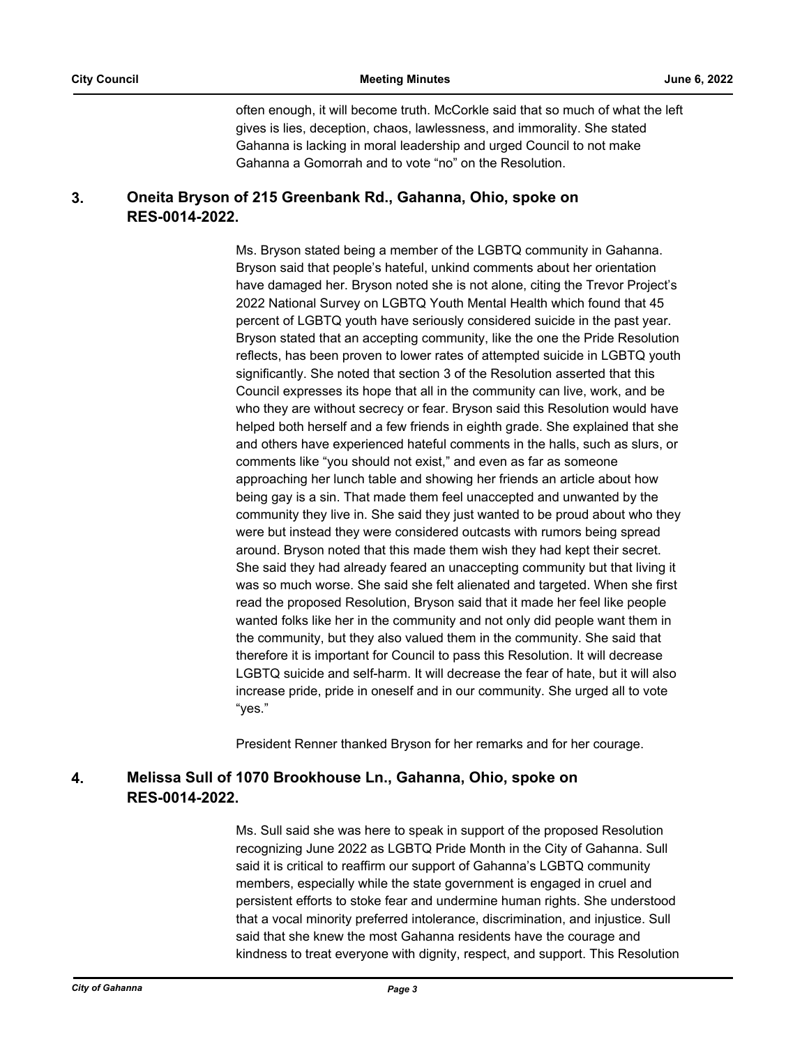often enough, it will become truth. McCorkle said that so much of what the left gives is lies, deception, chaos, lawlessness, and immorality. She stated Gahanna is lacking in moral leadership and urged Council to not make Gahanna a Gomorrah and to vote "no" on the Resolution.

**3. Oneita Bryson of 215 Greenbank Rd., Gahanna, Ohio, spoke on RES-0014-2022.**

Ms. Bryson stated being a member of the LGBTQ community in Gahanna. Bryson said that people's hateful, unkind comments about her orientation have damaged her. Bryson noted she is not alone, citing the Trevor Project's 2022 National Survey on LGBTQ Youth Mental Health which found that 45 percent of LGBTQ youth have seriously considered suicide in the past year. Bryson stated that an accepting community, like the one the Pride Resolution reflects, has been proven to lower rates of attempted suicide in LGBTQ youth significantly. She noted that section 3 of the Resolution asserted that this Council expresses its hope that all in the community can live, work, and be who they are without secrecy or fear. Bryson said this Resolution would have helped both herself and a few friends in eighth grade. She explained that she and others have experienced hateful comments in the halls, such as slurs, or comments like "you should not exist," and even as far as someone approaching her lunch table and showing her friends an article about how being gay is a sin. That made them feel unaccepted and unwanted by the community they live in. She said they just wanted to be proud about who they were but instead they were considered outcasts with rumors being spread around. Bryson noted that this made them wish they had kept their secret. She said they had already feared an unaccepting community but that living it was so much worse. She said she felt alienated and targeted. When she first read the proposed Resolution, Bryson said that it made her feel like people wanted folks like her in the community and not only did people want them in the community, but they also valued them in the community. She said that therefore it is important for Council to pass this Resolution. It will decrease LGBTQ suicide and self-harm. It will decrease the fear of hate, but it will also increase pride, pride in oneself and in our community. She urged all to vote "yes."

President Renner thanked Bryson for her remarks and for her courage.

**4. Melissa Sull of 1070 Brookhouse Ln., Gahanna, Ohio, spoke on RES-0014-2022.**

Ms. Sull said she was here to speak in support of the proposed Resolution recognizing June 2022 as LGBTQ Pride Month in the City of Gahanna. Sull said it is critical to reaffirm our support of Gahanna's LGBTQ community members, especially while the state government is engaged in cruel and persistent efforts to stoke fear and undermine human rights. She understood that a vocal minority preferred intolerance, discrimination, and injustice. Sull said that she knew the most Gahanna residents have the courage and kindness to treat everyone with dignity, respect, and support. This Resolution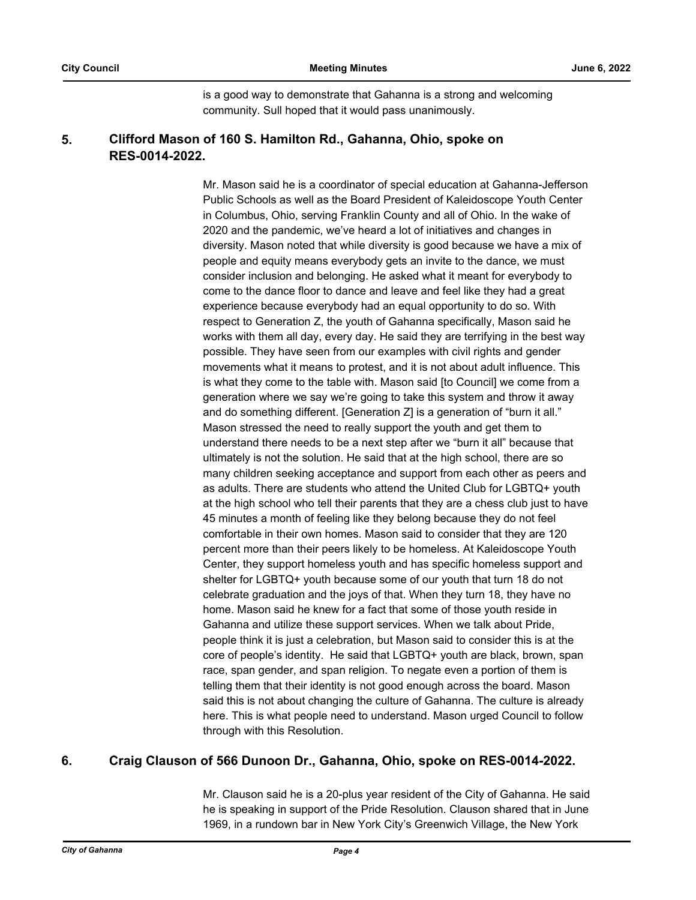is a good way to demonstrate that Gahanna is a strong and welcoming community. Sull hoped that it would pass unanimously.

**5. Clifford Mason of 160 S. Hamilton Rd., Gahanna, Ohio, spoke on RES-0014-2022.**

Mr. Mason said he is a coordinator of special education at Gahanna-Jefferson Public Schools as well as the Board President of Kaleidoscope Youth Center in Columbus, Ohio, serving Franklin County and all of Ohio. In the wake of 2020 and the pandemic, we've heard a lot of initiatives and changes in diversity. Mason noted that while diversity is good because we have a mix of people and equity means everybody gets an invite to the dance, we must consider inclusion and belonging. He asked what it meant for everybody to come to the dance floor to dance and leave and feel like they had a great experience because everybody had an equal opportunity to do so. With respect to Generation Z, the youth of Gahanna specifically, Mason said he works with them all day, every day. He said they are terrifying in the best way possible. They have seen from our examples with civil rights and gender movements what it means to protest, and it is not about adult influence. This is what they come to the table with. Mason said [to Council] we come from a generation where we say we're going to take this system and throw it away and do something different. [Generation Z] is a generation of "burn it all." Mason stressed the need to really support the youth and get them to understand there needs to be a next step after we "burn it all" because that ultimately is not the solution. He said that at the high school, there are so many children seeking acceptance and support from each other as peers and as adults. There are students who attend the United Club for LGBTQ+ youth at the high school who tell their parents that they are a chess club just to have 45 minutes a month of feeling like they belong because they do not feel comfortable in their own homes. Mason said to consider that they are 120 percent more than their peers likely to be homeless. At Kaleidoscope Youth Center, they support homeless youth and has specific homeless support and shelter for LGBTQ+ youth because some of our youth that turn 18 do not celebrate graduation and the joys of that. When they turn 18, they have no home. Mason said he knew for a fact that some of those youth reside in Gahanna and utilize these support services. When we talk about Pride, people think it is just a celebration, but Mason said to consider this is at the core of people's identity. He said that LGBTQ+ youth are black, brown, span race, span gender, and span religion. To negate even a portion of them is telling them that their identity is not good enough across the board. Mason said this is not about changing the culture of Gahanna. The culture is already here. This is what people need to understand. Mason urged Council to follow through with this Resolution.

**6. Craig Clauson of 566 Dunoon Dr., Gahanna, Ohio, spoke on RES-0014-2022.**

Mr. Clauson said he is a 20-plus year resident of the City of Gahanna. He said he is speaking in support of the Pride Resolution. Clauson shared that in June 1969, in a rundown bar in New York City's Greenwich Village, the New York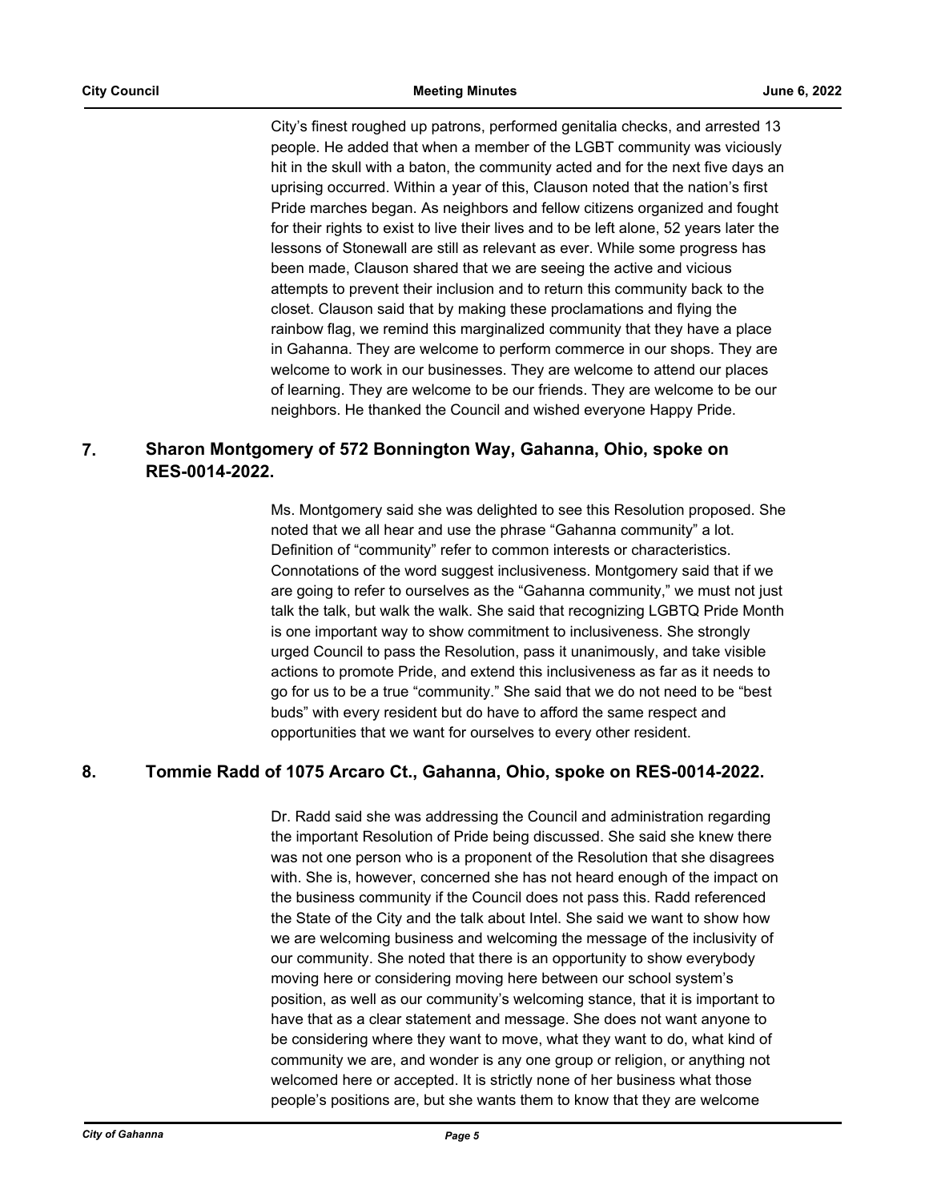City's finest roughed up patrons, performed genitalia checks, and arrested 13 people. He added that when a member of the LGBT community was viciously hit in the skull with a baton, the community acted and for the next five days an uprising occurred. Within a year of this, Clauson noted that the nation's first Pride marches began. As neighbors and fellow citizens organized and fought for their rights to exist to live their lives and to be left alone, 52 years later the lessons of Stonewall are still as relevant as ever. While some progress has been made, Clauson shared that we are seeing the active and vicious attempts to prevent their inclusion and to return this community back to the closet. Clauson said that by making these proclamations and flying the rainbow flag, we remind this marginalized community that they have a place in Gahanna. They are welcome to perform commerce in our shops. They are welcome to work in our businesses. They are welcome to attend our places of learning. They are welcome to be our friends. They are welcome to be our neighbors. He thanked the Council and wished everyone Happy Pride.

## 7. Sharon Montgomery of 572 Bonnington Way, Gahanna, Ohio, spoke on RES-0014-2022.

Ms. Montgomery said she was delighted to see this Resolution proposed. She noted that we all hear and use the phrase "Gahanna community" a lot. Definition of "community" refer to common interests or characteristics. Connotations of the word suggest inclusiveness. Montgomery said that if we are going to refer to ourselves as the "Gahanna community," we must not just talk the talk, but walk the walk. She said that recognizing LGBTQ Pride Month is one important way to show commitment to inclusiveness. She strongly urged Council to pass the Resolution, pass it unanimously, and take visible actions to promote Pride, and extend this inclusiveness as far as it needs to go for us to be a true "community." She said that we do not need to be "best buds" with every resident but do have to afford the same respect and opportunities that we want for ourselves to every other resident.

## 8. Tommie Radd of 1075 Arcaro Ct., Gahanna, Ohio, spoke on RES-0014-2022.

Dr. Radd said she was addressing the Council and administration regarding the important Resolution of Pride being discussed. She said she knew there was not one person who is a proponent of the Resolution that she disagrees with. She is, however, concerned she has not heard enough of the impact on the business community if the Council does not pass this. Radd referenced the State of the City and the talk about Intel. She said we want to show how we are welcoming business and welcoming the message of the inclusivity of our community. She noted that there is an opportunity to show everybody moving here or considering moving here between our school system's position, as well as our community's welcoming stance, that it is important to have that as a clear statement and message. She does not want anyone to be considering where they want to move, what they want to do, what kind of community we are, and wonder is any one group or religion, or anything not welcomed here or accepted. It is strictly none of her business what those people's positions are, but she wants them to know that they are welcome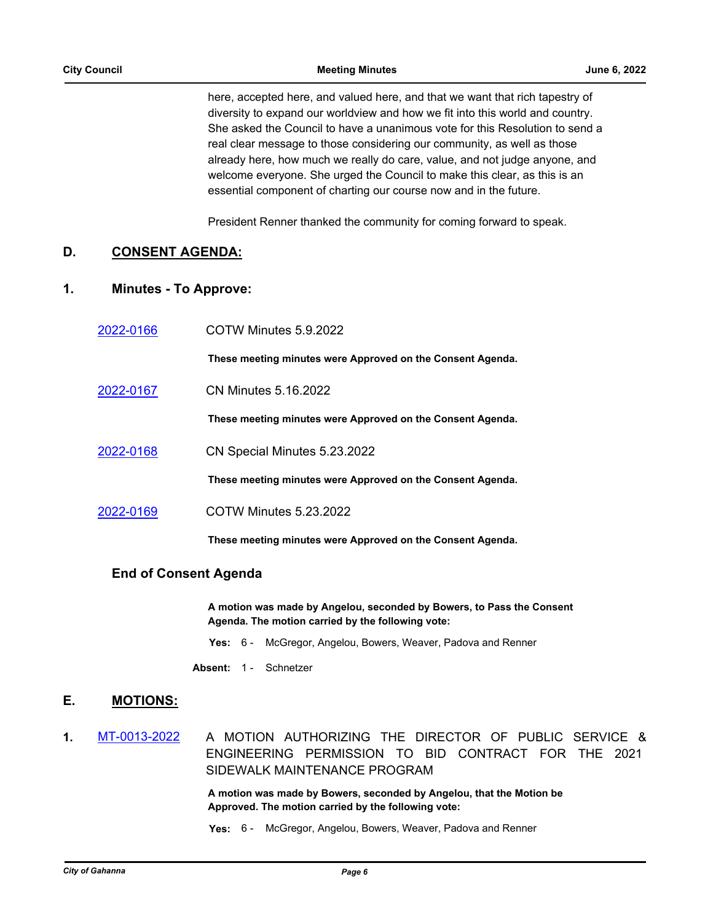here, accepted here, and valued here, and that we want that rich tapestry of diversity to expand our worldview and how we fit into this world and country. She asked the Council to have a unanimous vote for this Resolution to send a real clear message to those considering our community, as well as those already here, how much we really do care, value, and not judge anyone, and welcome everyone. She urged the Council to make this clear, as this is an essential component of charting our course now and in the future.

President Renner thanked the community for coming forward to speak.

## D. CONSENT AGENDA:

### 1. Minutes - To Approve:

2022-0166 COTW Minutes 5.9.2022

**These meeting minutes were Approved on the Consent Agenda.**

2022-0167 CN Minutes 5.16.2022

**These meeting minutes were Approved on the Consent Agenda.**

2022-0168 CN Special Minutes 5.23.2022

**These meeting minutes were Approved on the Consent Agenda.**

2022-0169 COTW Minutes 5.23.2022

**These meeting minutes were Approved on the Consent Agenda.**

### End of Consent Agenda

**A motion was made by Angelou, seconded by Bowers, to Pass the Consent Agenda. The motion carried by the following vote:**

**Yes:** 6 - McGregor, Angelou, Bowers, Weaver, Padova and Renner

**Absent:** 1 - Schnetzer

## E. MOTIONS:

**1.** MT-0013-2022 A MOTION AUTHORIZING THE DIRECTOR OF PUBLIC SERVICE & ENGINEERING PERMISSION TO BID CONTRACT FOR THE 2021 SIDEWALK MAINTENANCE PROGRAM

**A motion was made by Bowers, seconded by Angelou, that the Motion be Approved. The motion carried by the following vote:**

**Yes:** 6 - McGregor, Angelou, Bowers, Weaver, Padova and Renner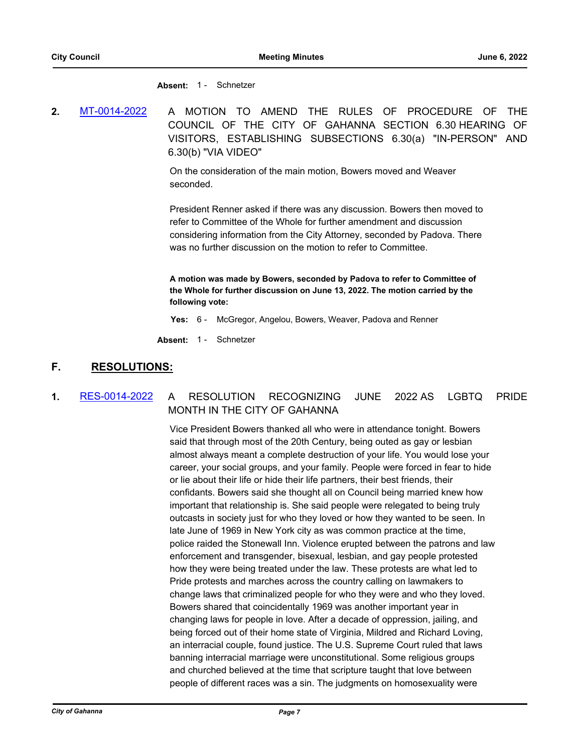**Absent:** 1 - Schnetzer

**2.** [MT-0014-2022](MT-0014-2022) A MOTION TO AMEND THE RULES OF PROCEDURE OF THE COUNCIL OF THE CITY OF GAHANNA SECTION 6.30 HEARING OF VISITORS, ESTABLISHING SUBSECTIONS 6.30(a) "IN-PERSON" AND 6.30(b) "VIA VIDEO"

On the consideration of the main motion, Bowers moved and Weaver seconded.

President Renner asked if there was any discussion. Bowers then moved to refer to Committee of the Whole for further amendment and discussion considering information from the City Attorney, seconded by Padova. There was no further discussion on the motion to refer to Committee.

**A motion was made by Bowers, seconded by Padova to refer to Committee of the Whole for further discussion on June 13, 2022. The motion carried by the following vote:**

**Yes:** 6 - McGregor, Angelou, Bowers, Weaver, Padova and Renner

**Absent:** 1 - Schnetzer

## F. RESOLUTIONS:

**1.** [RES-0014-2022](RES-0014-2022) A RESOLUTION RECOGNIZING JUNE 2022 AS LGBTQ PRIDE MONTH IN THE CITY OF GAHANNA

Vice President Bowers thanked all who were in attendance tonight. Bowers said that through most of the 20th Century, being outed as gay or lesbian almost always meant a complete destruction of your life. You would lose your career, your social groups, and your family. People were forced in fear to hide or lie about their life or hide their life partners, their best friends, their confidants. Bowers said she thought all on Council being married knew how important that relationship is. She said people were relegated to being truly outcasts in society just for who they loved or how they wanted to be seen. In late June of 1969 in New York city as was common practice at the time, police raided the Stonewall Inn. Violence erupted between the patrons and law enforcement and transgender, bisexual, lesbian, and gay people protested how they were being treated under the law. These protests are what led to Pride protests and marches across the country calling on lawmakers to change laws that criminalized people for who they were and who they loved. Bowers shared that coincidentally 1969 was another important year in changing laws for people in love. After a decade of oppression, jailing, and being forced out of their home state of Virginia, Mildred and Richard Loving, an interracial couple, found justice. The U.S. Supreme Court ruled that laws banning interracial marriage were unconstitutional. Some religious groups and churched believed at the time that scripture taught that love between people of different races was a sin. The judgments on homosexuality were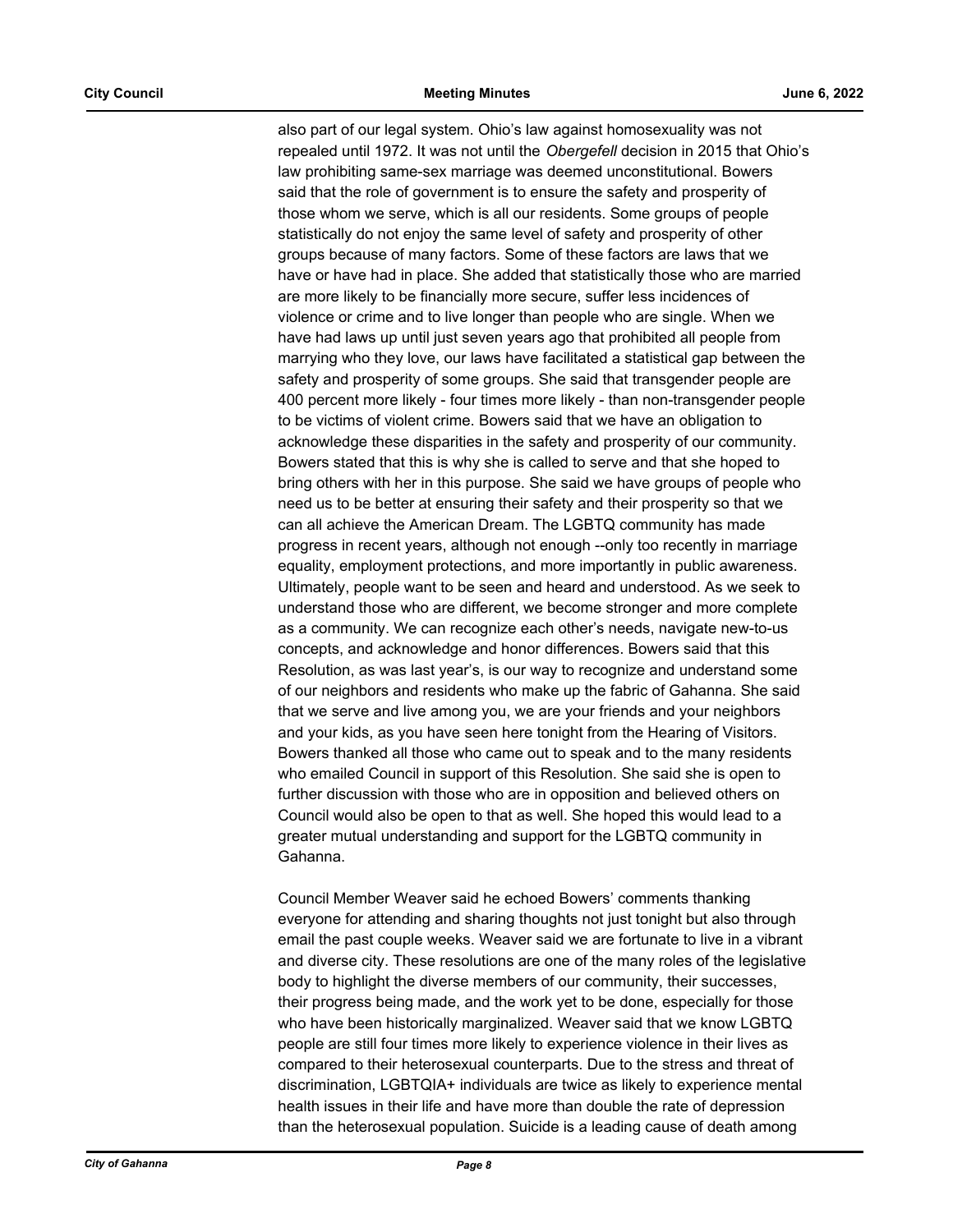also part of our legal system. Ohio's law against homosexuality was not repealed until 1972. It was not until the *Obergefell* decision in 2015 that Ohio's law prohibiting same-sex marriage was deemed unconstitutional. Bowers said that the role of government is to ensure the safety and prosperity of those whom we serve, which is all our residents. Some groups of people statistically do not enjoy the same level of safety and prosperity of other groups because of many factors. Some of these factors are laws that we have or have had in place. She added that statistically those who are married are more likely to be financially more secure, suffer less incidences of violence or crime and to live longer than people who are single. When we have had laws up until just seven years ago that prohibited all people from marrying who they love, our laws have facilitated a statistical gap between the safety and prosperity of some groups. She said that transgender people are 400 percent more likely - four times more likely - than non-transgender people to be victims of violent crime. Bowers said that we have an obligation to acknowledge these disparities in the safety and prosperity of our community. Bowers stated that this is why she is called to serve and that she hoped to bring others with her in this purpose. She said we have groups of people who need us to be better at ensuring their safety and their prosperity so that we can all achieve the American Dream. The LGBTQ community has made progress in recent years, although not enough --only too recently in marriage equality, employment protections, and more importantly in public awareness. Ultimately, people want to be seen and heard and understood. As we seek to understand those who are different, we become stronger and more complete as a community. We can recognize each other's needs, navigate new-to-us concepts, and acknowledge and honor differences. Bowers said that this Resolution, as was last year's, is our way to recognize and understand some of our neighbors and residents who make up the fabric of Gahanna. She said that we serve and live among you, we are your friends and your neighbors and your kids, as you have seen here tonight from the Hearing of Visitors. Bowers thanked all those who came out to speak and to the many residents who emailed Council in support of this Resolution. She said she is open to further discussion with those who are in opposition and believed others on Council would also be open to that as well. She hoped this would lead to a greater mutual understanding and support for the LGBTQ community in Gahanna.

Council Member Weaver said he echoed Bowers' comments thanking everyone for attending and sharing thoughts not just tonight but also through email the past couple weeks. Weaver said we are fortunate to live in a vibrant and diverse city. These resolutions are one of the many roles of the legislative body to highlight the diverse members of our community, their successes, their progress being made, and the work yet to be done, especially for those who have been historically marginalized. Weaver said that we know LGBTQ people are still four times more likely to experience violence in their lives as compared to their heterosexual counterparts. Due to the stress and threat of discrimination, LGBTQIA+ individuals are twice as likely to experience mental health issues in their life and have more than double the rate of depression than the heterosexual population. Suicide is a leading cause of death among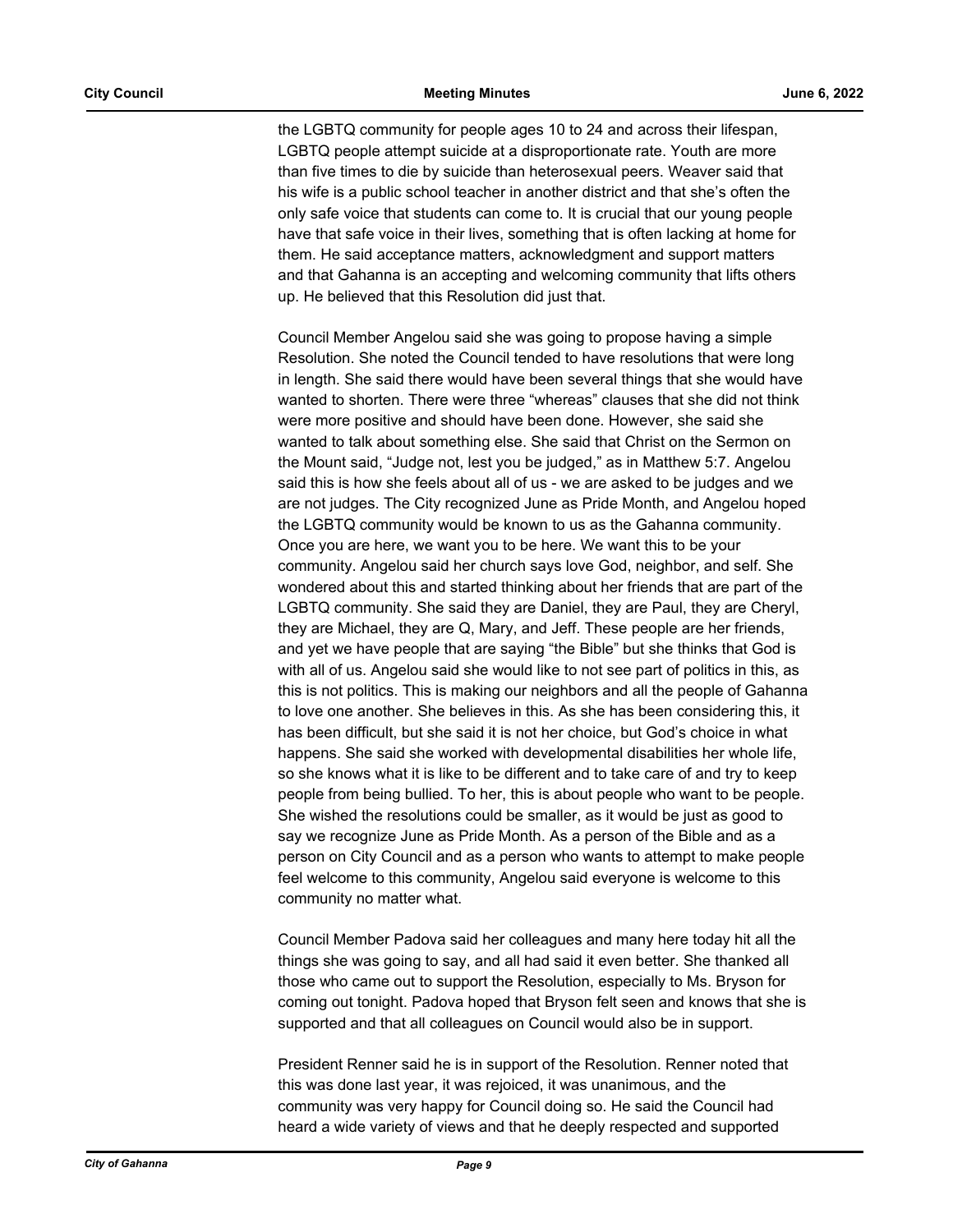the LGBTQ community for people ages 10 to 24 and across their lifespan, LGBTQ people attempt suicide at a disproportionate rate. Youth are more than five times to die by suicide than heterosexual peers. Weaver said that his wife is a public school teacher in another district and that she's often the only safe voice that students can come to. It is crucial that our young people have that safe voice in their lives, something that is often lacking at home for them. He said acceptance matters, acknowledgment and support matters and that Gahanna is an accepting and welcoming community that lifts others up. He believed that this Resolution did just that.

Council Member Angelou said she was going to propose having a simple Resolution. She noted the Council tended to have resolutions that were long in length. She said there would have been several things that she would have wanted to shorten. There were three "whereas" clauses that she did not think were more positive and should have been done. However, she said she wanted to talk about something else. She said that Christ on the Sermon on the Mount said, "Judge not, lest you be judged," as in Matthew 5:7. Angelou said this is how she feels about all of us - we are asked to be judges and we are not judges. The City recognized June as Pride Month, and Angelou hoped the LGBTQ community would be known to us as the Gahanna community. Once you are here, we want you to be here. We want this to be your community. Angelou said her church says love God, neighbor, and self. She wondered about this and started thinking about her friends that are part of the LGBTQ community. She said they are Daniel, they are Paul, they are Cheryl, they are Michael, they are Q, Mary, and Jeff. These people are her friends, and yet we have people that are saying "the Bible" but she thinks that God is with all of us. Angelou said she would like to not see part of politics in this, as this is not politics. This is making our neighbors and all the people of Gahanna to love one another. She believes in this. As she has been considering this, it has been difficult, but she said it is not her choice, but God's choice in what happens. She said she worked with developmental disabilities her whole life, so she knows what it is like to be different and to take care of and try to keep people from being bullied. To her, this is about people who want to be people. She wished the resolutions could be smaller, as it would be just as good to say we recognize June as Pride Month. As a person of the Bible and as a person on City Council and as a person who wants to attempt to make people feel welcome to this community, Angelou said everyone is welcome to this community no matter what.

Council Member Padova said her colleagues and many here today hit all the things she was going to say, and all had said it even better. She thanked all those who came out to support the Resolution, especially to Ms. Bryson for coming out tonight. Padova hoped that Bryson felt seen and knows that she is supported and that all colleagues on Council would also be in support.

President Renner said he is in support of the Resolution. Renner noted that this was done last year, it was rejoiced, it was unanimous, and the community was very happy for Council doing so. He said the Council had heard a wide variety of views and that he deeply respected and supported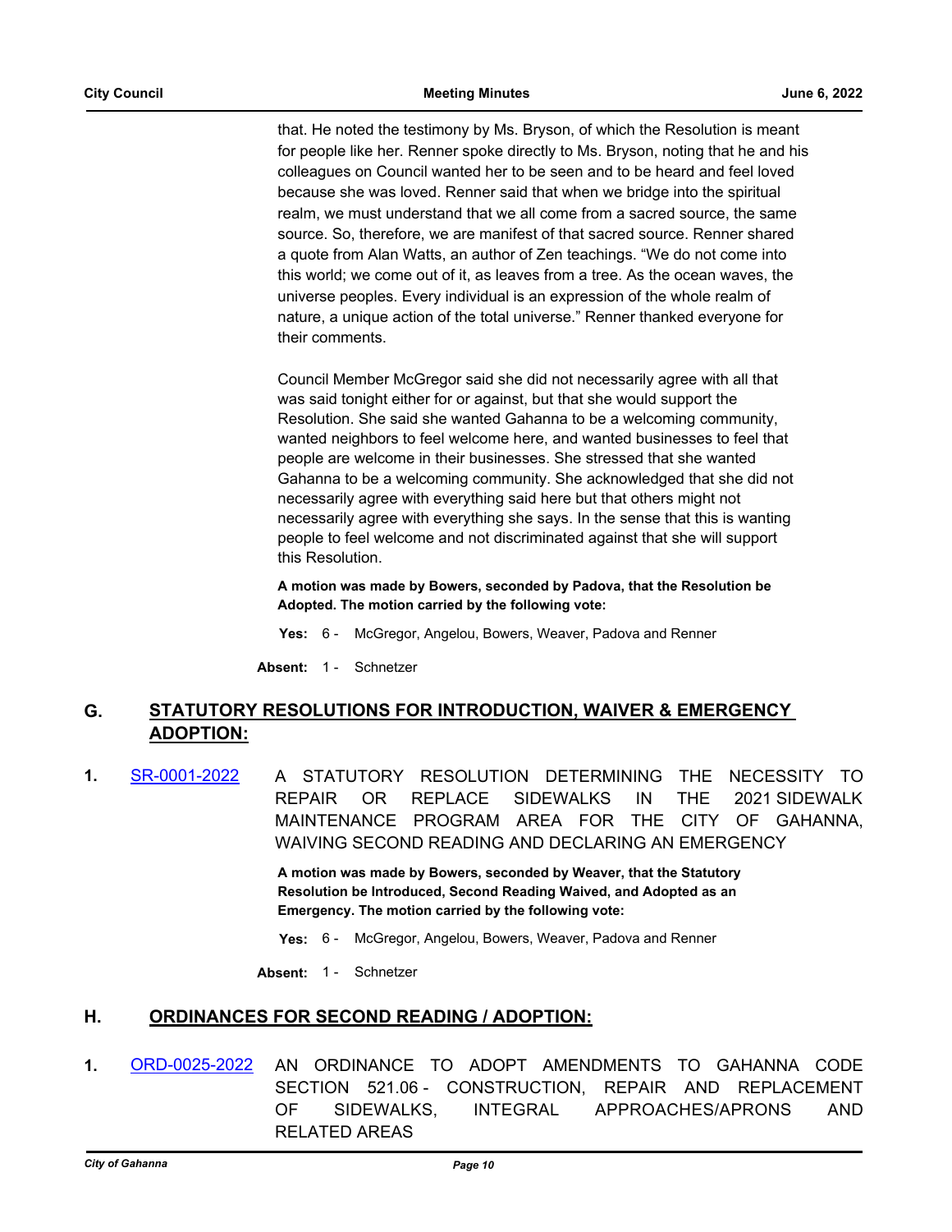that. He noted the testimony by Ms. Bryson, of which the Resolution is meant for people like her. Renner spoke directly to Ms. Bryson, noting that he and his colleagues on Council wanted her to be seen and to be heard and feel loved because she was loved. Renner said that when we bridge into the spiritual realm, we must understand that we all come from a sacred source, the same source. So, therefore, we are manifest of that sacred source. Renner shared a quote from Alan Watts, an author of Zen teachings. "We do not come into this world; we come out of it, as leaves from a tree. As the ocean waves, the universe peoples. Every individual is an expression of the whole realm of nature, a unique action of the total universe." Renner thanked everyone for their comments.

Council Member McGregor said she did not necessarily agree with all that was said tonight either for or against, but that she would support the Resolution. She said she wanted Gahanna to be a welcoming community, wanted neighbors to feel welcome here, and wanted businesses to feel that people are welcome in their businesses. She stressed that she wanted Gahanna to be a welcoming community. She acknowledged that she did not necessarily agree with everything said here but that others might not necessarily agree with everything she says. In the sense that this is wanting people to feel welcome and not discriminated against that she will support this Resolution.

**A motion was made by Bowers, seconded by Padova, that the Resolution be Adopted. The motion carried by the following vote:**

**Yes:** 6 - McGregor, Angelou, Bowers, Weaver, Padova and Renner

**Absent:** 1 - Schnetzer

## G. STATUTORY RESOLUTIONS FOR INTRODUCTION, WAIVER & EMERGENCY ADOPTION:

**1.** SR-0001-2022 A STATUTORY RESOLUTION DETERMINING THE NECESSITY TO REPAIR OR REPLACE SIDEWALKS IN THE 2021 SIDEWALK MAINTENANCE PROGRAM AREA FOR THE CITY OF GAHANNA, WAIVING SECOND READING AND DECLARING AN EMERGENCY

**A motion was made by Bowers, seconded by Weaver, that the Statutory Resolution be Introduced, Second Reading Waived, and Adopted as an Emergency. The motion carried by the following vote:**

**Yes:** 6 - McGregor, Angelou, Bowers, Weaver, Padova and Renner

**Absent:** 1 - Schnetzer

## H. ORDINANCES FOR SECOND READING / ADOPTION:

**1.** ORD-0025-2022 AN ORDINANCE TO ADOPT AMENDMENTS TO GAHANNA CODE SECTION 521.06 - CONSTRUCTION, REPAIR AND REPLACEMENT OF SIDEWALKS, INTEGRAL APPROACHES/APRONS AND RELATED AREAS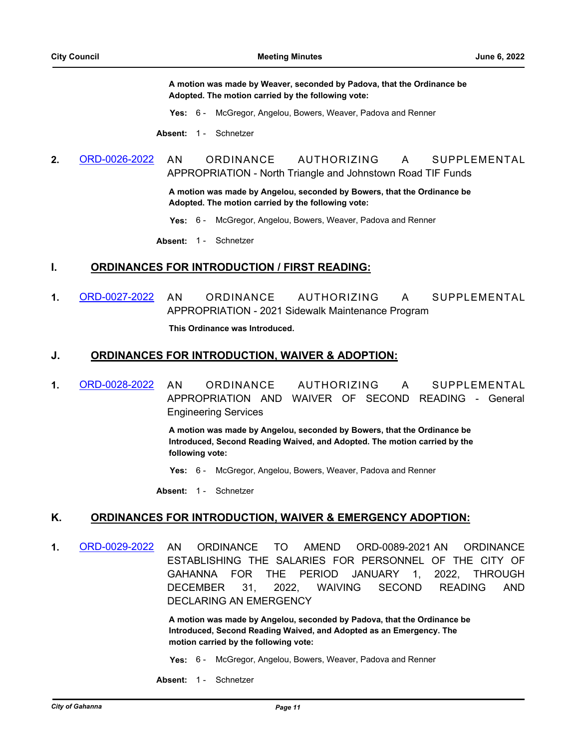**A motion was made by Weaver, seconded by Padova, that the Ordinance be Adopted. The motion carried by the following vote:**

**Yes:** 6 - McGregor, Angelou, Bowers, Weaver, Padova and Renner

**Absent:** 1 - Schnetzer

**2.** ORD-0026-2022 AN ORDINANCE AUTHORIZING A SUPPLEMENTAL APPROPRIATION - North Triangle and Johnstown Road TIF Funds

**A motion was made by Angelou, seconded by Bowers, that the Ordinance be Adopted. The motion carried by the following vote:**

**Yes:** 6 - McGregor, Angelou, Bowers, Weaver, Padova and Renner

**Absent:** 1 - Schnetzer

## I. ORDINANCES FOR INTRODUCTION / FIRST READING:

**1.** ORD-0027-2022 AN ORDINANCE AUTHORIZING A SUPPLEMENTAL APPROPRIATION - 2021 Sidewalk Maintenance Program

**This Ordinance was Introduced.**

## J. ORDINANCES FOR INTRODUCTION, WAIVER & ADOPTION:

**1.** ORD-0028-2022 AN ORDINANCE AUTHORIZING A SUPPLEMENTAL APPROPRIATION AND WAIVER OF SECOND READING - General Engineering Services

**A motion was made by Angelou, seconded by Bowers, that the Ordinance be Introduced, Second Reading Waived, and Adopted. The motion carried by the following vote:**

**Yes:** 6 - McGregor, Angelou, Bowers, Weaver, Padova and Renner

**Absent:** 1 - Schnetzer

## K. ORDINANCES FOR INTRODUCTION, WAIVER & EMERGENCY ADOPTION:

**1.** ORD-0029-2022 AN ORDINANCE TO AMEND ORD-0089-2021 AN ORDINANCE ESTABLISHING THE SALARIES FOR PERSONNEL OF THE CITY OF GAHANNA FOR THE PERIOD JANUARY 1, 2022, THROUGH DECEMBER 31, 2022, WAIVING SECOND READING AND DECLARING AN EMERGENCY

**A motion was made by Angelou, seconded by Padova, that the Ordinance be Introduced, Second Reading Waived, and Adopted as an Emergency. The motion carried by the following vote:**

**Yes:** 6 - McGregor, Angelou, Bowers, Weaver, Padova and Renner

**Absent:** 1 - Schnetzer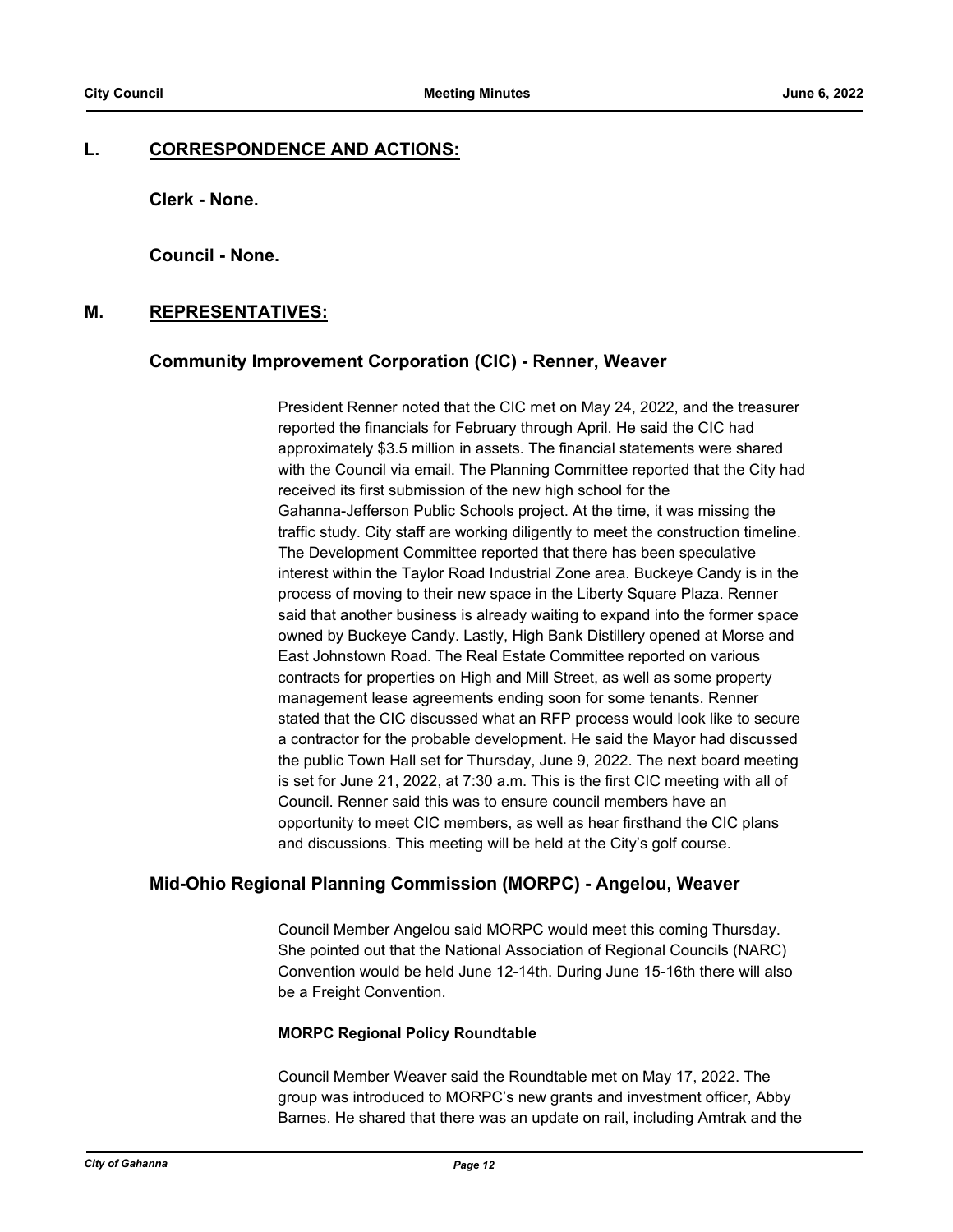## L. CORRESPONDENCE AND ACTIONS:

**Clerk - None.**

**Council - None.**

## M. REPRESENTATIVES:

### Community Improvement Corporation (CIC) - Renner, Weaver

President Renner noted that the CIC met on May 24, 2022, and the treasurer reported the financials for February through April. He said the CIC had approximately $3.5 million in assets. The financial statements were shared with the Council via email. The Planning Committee reported that the City had received its first submission of the new high school for the Gahanna-Jefferson Public Schools project. At the time, it was missing the traffic study. City staff are working diligently to meet the construction timeline. The Development Committee reported that there has been speculative interest within the Taylor Road Industrial Zone area. Buckeye Candy is in the process of moving to their new space in the Liberty Square Plaza. Renner said that another business is already waiting to expand into the former space owned by Buckeye Candy. Lastly, High Bank Distillery opened at Morse and East Johnstown Road. The Real Estate Committee reported on various contracts for properties on High and Mill Street, as well as some property management lease agreements ending soon for some tenants. Renner stated that the CIC discussed what an RFP process would look like to secure a contractor for the probable development. He said the Mayor had discussed the public Town Hall set for Thursday, June 9, 2022. The next board meeting is set for June 21, 2022, at 7:30 a.m. This is the first CIC meeting with all of Council. Renner said this was to ensure council members have an opportunity to meet CIC members, as well as hear firsthand the CIC plans and discussions. This meeting will be held at the City's golf course.

### Mid-Ohio Regional Planning Commission (MORPC) - Angelou, Weaver

Council Member Angelou said MORPC would meet this coming Thursday. She pointed out that the National Association of Regional Councils (NARC) Convention would be held June 12-14th. During June 15-16th there will also be a Freight Convention.

**MORPC Regional Policy Roundtable**

Council Member Weaver said the Roundtable met on May 17, 2022. The group was introduced to MORPC's new grants and investment officer, Abby Barnes. He shared that there was an update on rail, including Amtrak and the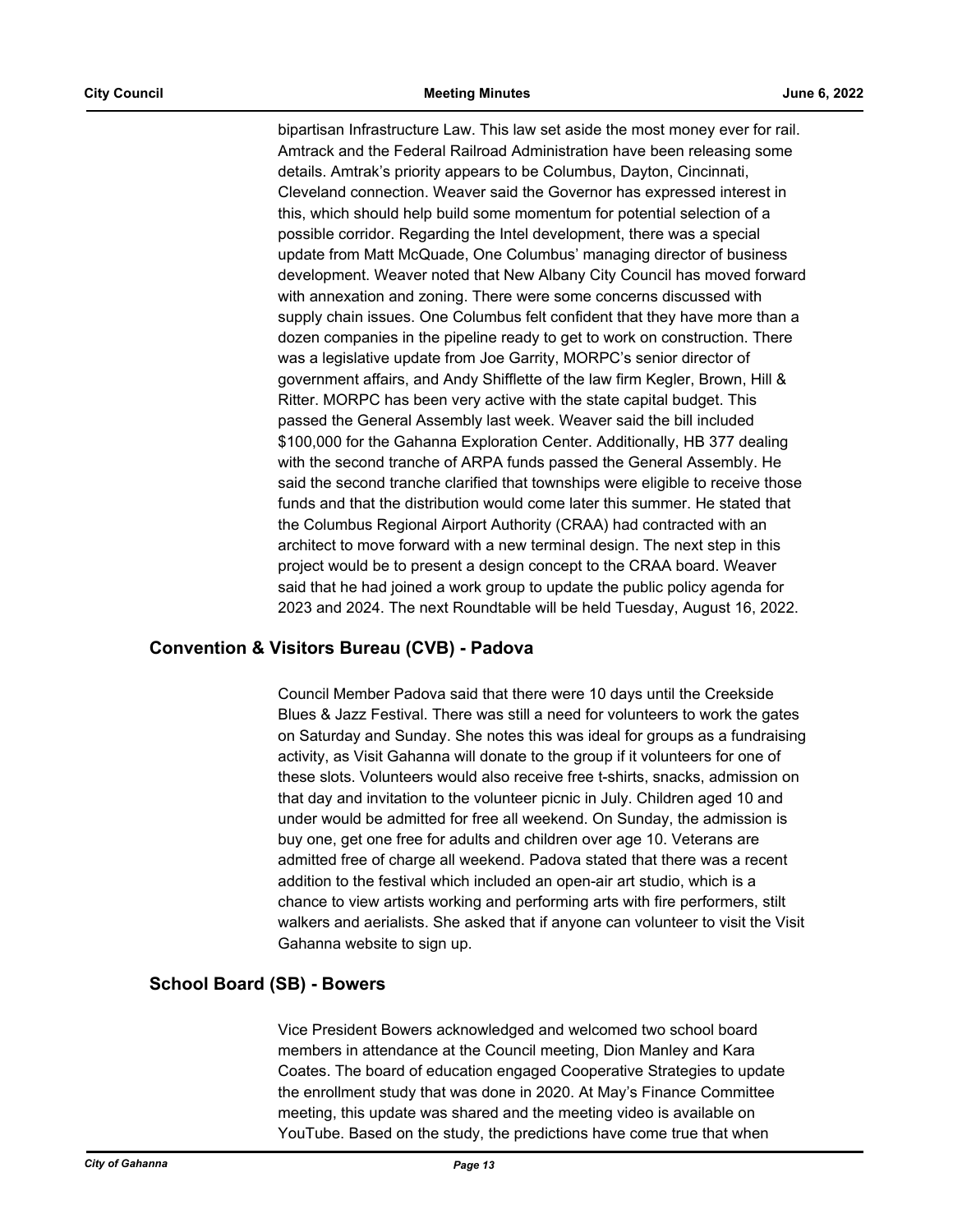bipartisan Infrastructure Law. This law set aside the most money ever for rail. Amtrack and the Federal Railroad Administration have been releasing some details. Amtrak's priority appears to be Columbus, Dayton, Cincinnati, Cleveland connection. Weaver said the Governor has expressed interest in this, which should help build some momentum for potential selection of a possible corridor. Regarding the Intel development, there was a special update from Matt McQuade, One Columbus' managing director of business development. Weaver noted that New Albany City Council has moved forward with annexation and zoning. There were some concerns discussed with supply chain issues. One Columbus felt confident that they have more than a dozen companies in the pipeline ready to get to work on construction. There was a legislative update from Joe Garrity, MORPC's senior director of government affairs, and Andy Shifflette of the law firm Kegler, Brown, Hill & Ritter. MORPC has been very active with the state capital budget. This passed the General Assembly last week. Weaver said the bill included $100,000 for the Gahanna Exploration Center. Additionally, HB 377 dealing with the second tranche of ARPA funds passed the General Assembly. He said the second tranche clarified that townships were eligible to receive those funds and that the distribution would come later this summer. He stated that the Columbus Regional Airport Authority (CRAA) had contracted with an architect to move forward with a new terminal design. The next step in this project would be to present a design concept to the CRAA board. Weaver said that he had joined a work group to update the public policy agenda for 2023 and 2024. The next Roundtable will be held Tuesday, August 16, 2022.

## Convention & Visitors Bureau (CVB) - Padova

Council Member Padova said that there were 10 days until the Creekside Blues & Jazz Festival. There was still a need for volunteers to work the gates on Saturday and Sunday. She notes this was ideal for groups as a fundraising activity, as Visit Gahanna will donate to the group if it volunteers for one of these slots. Volunteers would also receive free t-shirts, snacks, admission on that day and invitation to the volunteer picnic in July. Children aged 10 and under would be admitted for free all weekend. On Sunday, the admission is buy one, get one free for adults and children over age 10. Veterans are admitted free of charge all weekend. Padova stated that there was a recent addition to the festival which included an open-air art studio, which is a chance to view artists working and performing arts with fire performers, stilt walkers and aerialists. She asked that if anyone can volunteer to visit the Visit Gahanna website to sign up.

## School Board (SB) - Bowers

Vice President Bowers acknowledged and welcomed two school board members in attendance at the Council meeting, Dion Manley and Kara Coates. The board of education engaged Cooperative Strategies to update the enrollment study that was done in 2020. At May's Finance Committee meeting, this update was shared and the meeting video is available on YouTube. Based on the study, the predictions have come true that when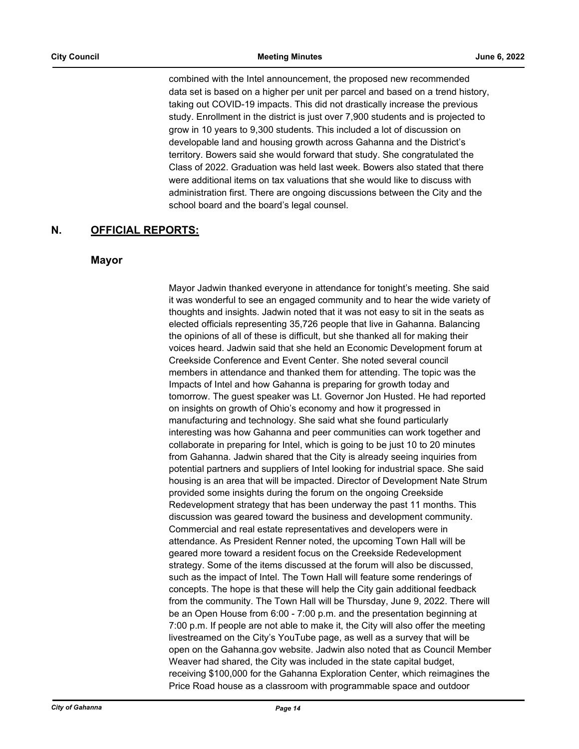combined with the Intel announcement, the proposed new recommended data set is based on a higher per unit per parcel and based on a trend history, taking out COVID-19 impacts. This did not drastically increase the previous study. Enrollment in the district is just over 7,900 students and is projected to grow in 10 years to 9,300 students. This included a lot of discussion on developable land and housing growth across Gahanna and the District's territory. Bowers said she would forward that study. She congratulated the Class of 2022. Graduation was held last week. Bowers also stated that there were additional items on tax valuations that she would like to discuss with administration first. There are ongoing discussions between the City and the school board and the board's legal counsel.

## N. OFFICIAL REPORTS:

### Mayor

Mayor Jadwin thanked everyone in attendance for tonight's meeting. She said it was wonderful to see an engaged community and to hear the wide variety of thoughts and insights. Jadwin noted that it was not easy to sit in the seats as elected officials representing 35,726 people that live in Gahanna. Balancing the opinions of all of these is difficult, but she thanked all for making their voices heard. Jadwin said that she held an Economic Development forum at Creekside Conference and Event Center. She noted several council members in attendance and thanked them for attending. The topic was the Impacts of Intel and how Gahanna is preparing for growth today and tomorrow. The guest speaker was Lt. Governor Jon Husted. He had reported on insights on growth of Ohio's economy and how it progressed in manufacturing and technology. She said what she found particularly interesting was how Gahanna and peer communities can work together and collaborate in preparing for Intel, which is going to be just 10 to 20 minutes from Gahanna. Jadwin shared that the City is already seeing inquiries from potential partners and suppliers of Intel looking for industrial space. She said housing is an area that will be impacted. Director of Development Nate Strum provided some insights during the forum on the ongoing Creekside Redevelopment strategy that has been underway the past 11 months. This discussion was geared toward the business and development community. Commercial and real estate representatives and developers were in attendance. As President Renner noted, the upcoming Town Hall will be geared more toward a resident focus on the Creekside Redevelopment strategy. Some of the items discussed at the forum will also be discussed, such as the impact of Intel. The Town Hall will feature some renderings of concepts. The hope is that these will help the City gain additional feedback from the community. The Town Hall will be Thursday, June 9, 2022. There will be an Open House from 6:00 - 7:00 p.m. and the presentation beginning at 7:00 p.m. If people are not able to make it, the City will also offer the meeting livestreamed on the City's YouTube page, as well as a survey that will be open on the Gahanna.gov website. Jadwin also noted that as Council Member Weaver had shared, the City was included in the state capital budget, receiving $100,000 for the Gahanna Exploration Center, which reimagines the Price Road house as a classroom with programmable space and outdoor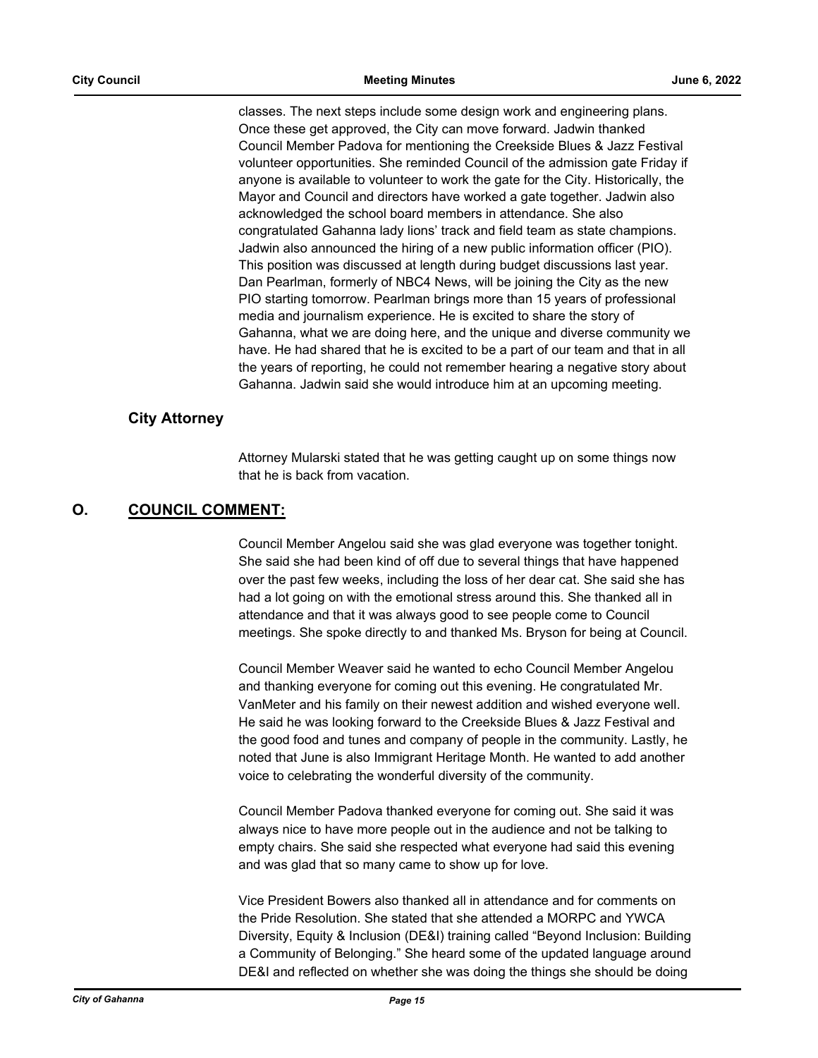classes. The next steps include some design work and engineering plans. Once these get approved, the City can move forward. Jadwin thanked Council Member Padova for mentioning the Creekside Blues & Jazz Festival volunteer opportunities. She reminded Council of the admission gate Friday if anyone is available to volunteer to work the gate for the City. Historically, the Mayor and Council and directors have worked a gate together. Jadwin also acknowledged the school board members in attendance. She also congratulated Gahanna lady lions' track and field team as state champions. Jadwin also announced the hiring of a new public information officer (PIO). This position was discussed at length during budget discussions last year. Dan Pearlman, formerly of NBC4 News, will be joining the City as the new PIO starting tomorrow. Pearlman brings more than 15 years of professional media and journalism experience. He is excited to share the story of Gahanna, what we are doing here, and the unique and diverse community we have. He had shared that he is excited to be a part of our team and that in all the years of reporting, he could not remember hearing a negative story about Gahanna. Jadwin said she would introduce him at an upcoming meeting.

### City Attorney

Attorney Mularski stated that he was getting caught up on some things now that he is back from vacation.

## O. COUNCIL COMMENT:

Council Member Angelou said she was glad everyone was together tonight. She said she had been kind of off due to several things that have happened over the past few weeks, including the loss of her dear cat. She said she has had a lot going on with the emotional stress around this. She thanked all in attendance and that it was always good to see people come to Council meetings. She spoke directly to and thanked Ms. Bryson for being at Council.

Council Member Weaver said he wanted to echo Council Member Angelou and thanking everyone for coming out this evening. He congratulated Mr. VanMeter and his family on their newest addition and wished everyone well. He said he was looking forward to the Creekside Blues & Jazz Festival and the good food and tunes and company of people in the community. Lastly, he noted that June is also Immigrant Heritage Month. He wanted to add another voice to celebrating the wonderful diversity of the community.

Council Member Padova thanked everyone for coming out. She said it was always nice to have more people out in the audience and not be talking to empty chairs. She said she respected what everyone had said this evening and was glad that so many came to show up for love.

Vice President Bowers also thanked all in attendance and for comments on the Pride Resolution. She stated that she attended a MORPC and YWCA Diversity, Equity & Inclusion (DE&I) training called "Beyond Inclusion: Building a Community of Belonging." She heard some of the updated language around DE&I and reflected on whether she was doing the things she should be doing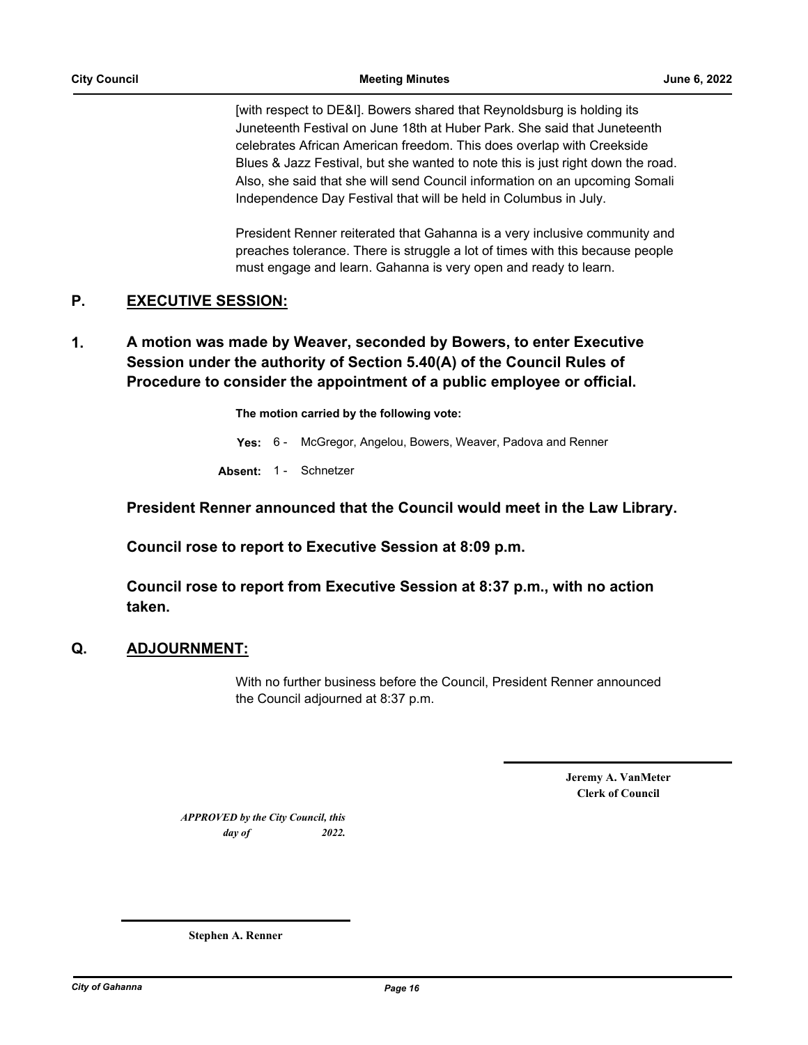[with respect to DE&I]. Bowers shared that Reynoldsburg is holding its Juneteenth Festival on June 18th at Huber Park. She said that Juneteenth celebrates African American freedom. This does overlap with Creekside Blues & Jazz Festival, but she wanted to note this is just right down the road. Also, she said that she will send Council information on an upcoming Somali Independence Day Festival that will be held in Columbus in July.

President Renner reiterated that Gahanna is a very inclusive community and preaches tolerance. There is struggle a lot of times with this because people must engage and learn. Gahanna is very open and ready to learn.

## P. EXECUTIVE SESSION:

**1. A motion was made by Weaver, seconded by Bowers, to enter Executive Session under the authority of Section 5.40(A) of the Council Rules of Procedure to consider the appointment of a public employee or official.**

**The motion carried by the following vote:**

**Yes:** 6 - McGregor, Angelou, Bowers, Weaver, Padova and Renner

**Absent:** 1 - Schnetzer

**President Renner announced that the Council would meet in the Law Library.**

**Council rose to report to Executive Session at 8:09 p.m.**

**Council rose to report from Executive Session at 8:37 p.m., with no action taken.**

## Q. ADJOURNMENT:

With no further business before the Council, President Renner announced the Council adjourned at 8:37 p.m.

**Jeremy A. VanMeter**
**Clerk of Council**

*APPROVED by the City Council, this day of 2022.*

**Stephen A. Renner**